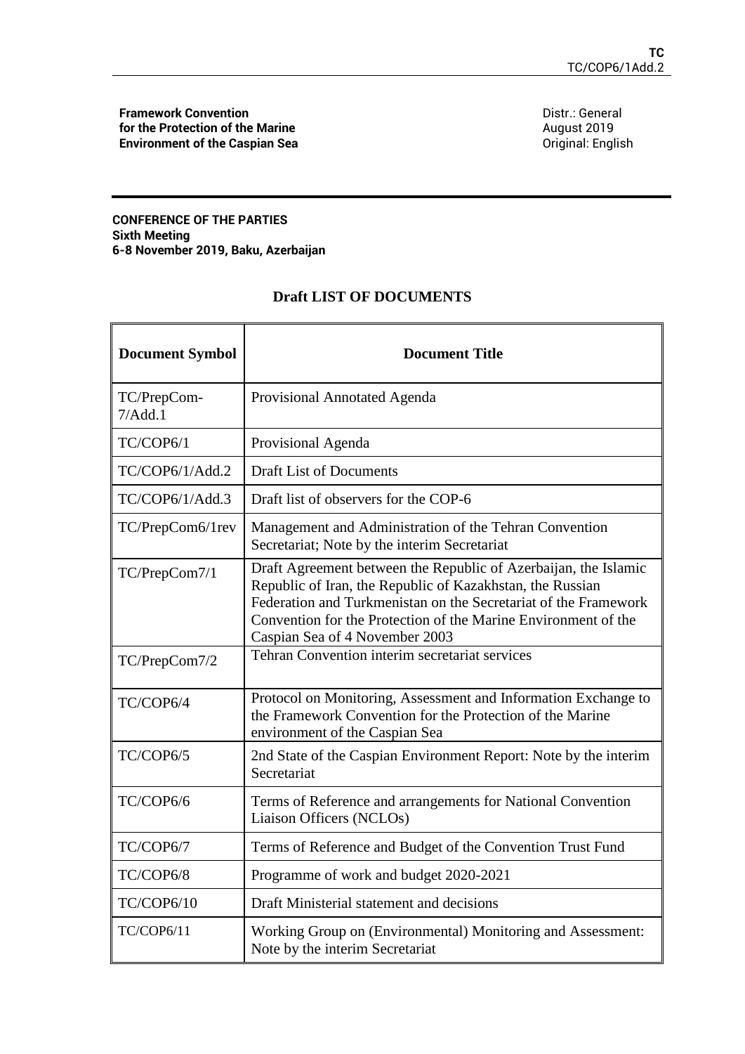**Framework Convention**
**for the Protection of the Marine**
**Environment of the Caspian Sea**

Distr.: General
August 2019
Original: English

**CONFERENCE OF THE PARTIES**
**Sixth Meeting**
**6-8 November 2019, Baku, Azerbaijan**

## Draft LIST OF DOCUMENTS

| Document Symbol | Document Title |
|---|---|
| TC/PrepCom-7/Add.1 | Provisional Annotated Agenda |
| TC/COP6/1 | Provisional Agenda |
| TC/COP6/1/Add.2 | Draft List of Documents |
| TC/COP6/1/Add.3 | Draft list of observers for the COP-6 |
| TC/PrepCom6/1rev | Management and Administration of the Tehran Convention Secretariat; Note by the interim Secretariat |
| TC/PrepCom7/1 | Draft Agreement between the Republic of Azerbaijan, the Islamic Republic of Iran, the Republic of Kazakhstan, the Russian Federation and Turkmenistan on the Secretariat of the Framework Convention for the Protection of the Marine Environment of the Caspian Sea of 4 November 2003 |
| TC/PrepCom7/2 | Tehran Convention interim secretariat services |
| TC/COP6/4 | Protocol on Monitoring, Assessment and Information Exchange to the Framework Convention for the Protection of the Marine environment of the Caspian Sea |
| TC/COP6/5 | 2nd State of the Caspian Environment Report: Note by the interim Secretariat |
| TC/COP6/6 | Terms of Reference and arrangements for National Convention Liaison Officers (NCLOs) |
| TC/COP6/7 | Terms of Reference and Budget of the Convention Trust Fund |
| TC/COP6/8 | Programme of work and budget 2020-2021 |
| TC/COP6/10 | Draft Ministerial statement and decisions |
| TC/COP6/11 | Working Group on (Environmental) Monitoring and Assessment: Note by the interim Secretariat |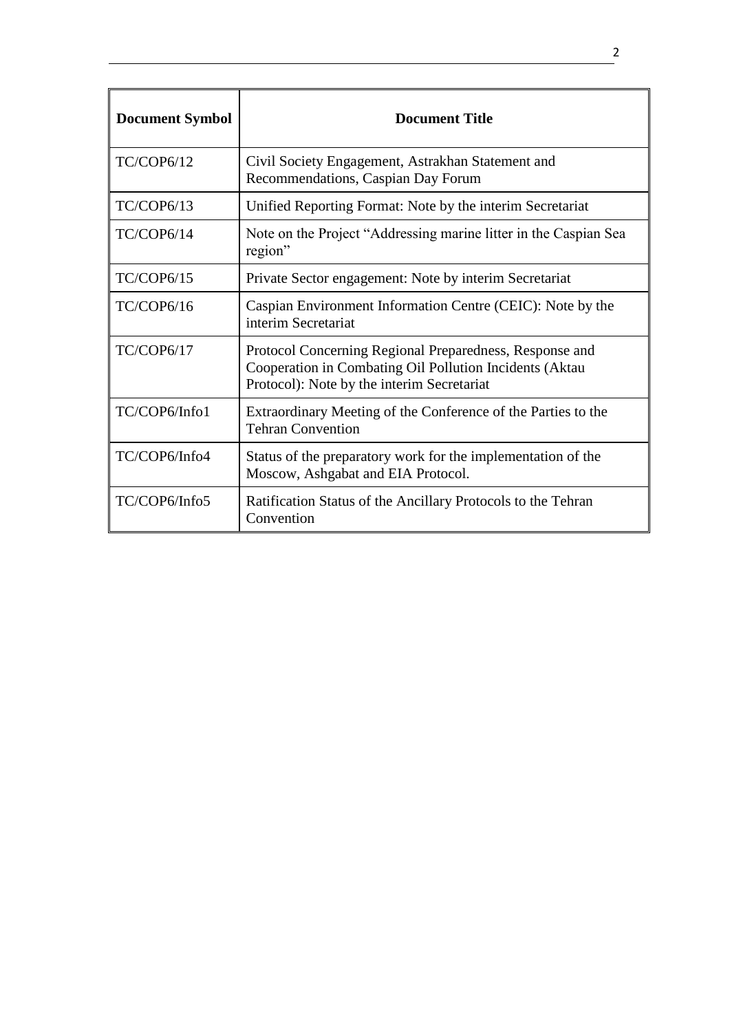| **Document Symbol** | **Document Title** |
| --- | --- |
| TC/COP6/12 | Civil Society Engagement, Astrakhan Statement and Recommendations, Caspian Day Forum |
| TC/COP6/13 | Unified Reporting Format: Note by the interim Secretariat |
| TC/COP6/14 | Note on the Project "Addressing marine litter in the Caspian Sea region" |
| TC/COP6/15 | Private Sector engagement: Note by interim Secretariat |
| TC/COP6/16 | Caspian Environment Information Centre (CEIC): Note by the interim Secretariat |
| TC/COP6/17 | Protocol Concerning Regional Preparedness, Response and Cooperation in Combating Oil Pollution Incidents (Aktau Protocol): Note by the interim Secretariat |
| TC/COP6/Info1 | Extraordinary Meeting of the Conference of the Parties to the Tehran Convention |
| TC/COP6/Info4 | Status of the preparatory work for the implementation of the Moscow, Ashgabat and EIA Protocol. |
| TC/COP6/Info5 | Ratification Status of the Ancillary Protocols to the Tehran Convention |